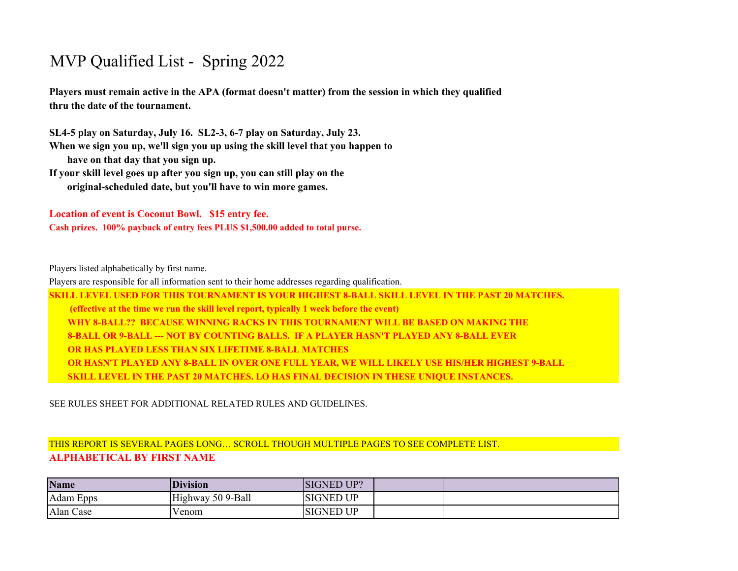# MVP Qualified List - Spring 2022

**Players must remain active in the APA (format doesn't matter) from the session in which they qualified thru the date of the tournament.**

**SL4-5 play on Saturday, July 16. SL2-3, 6-7 play on Saturday, July 23.**
**When we sign you up, we'll sign you up using the skill level that you happen to have on that day that you sign up.**
**If your skill level goes up after you sign up, you can still play on the original-scheduled date, but you'll have to win more games.**

**Location of event is Coconut Bowl. $15 entry fee.**
**Cash prizes. 100% payback of entry fees PLUS $1,500.00 added to total purse.**

Players listed alphabetically by first name.
Players are responsible for all information sent to their home addresses regarding qualification.

**SKILL LEVEL USED FOR THIS TOURNAMENT IS YOUR HIGHEST 8-BALL SKILL LEVEL IN THE PAST 20 MATCHES.**
**(effective at the time we run the skill level report, typically 1 week before the event)**
**WHY 8-BALL?? BECAUSE WINNING RACKS IN THIS TOURNAMENT WILL BE BASED ON MAKING THE 8-BALL OR 9-BALL --- NOT BY COUNTING BALLS. IF A PLAYER HASN'T PLAYED ANY 8-BALL EVER OR HAS PLAYED LESS THAN SIX LIFETIME 8-BALL MATCHES OR HASN'T PLAYED ANY 8-BALL IN OVER ONE FULL YEAR, WE WILL LIKELY USE HIS/HER HIGHEST 9-BALL SKILL LEVEL IN THE PAST 20 MATCHES. LO HAS FINAL DECISION IN THESE UNIQUE INSTANCES.**

SEE RULES SHEET FOR ADDITIONAL RELATED RULES AND GUIDELINES.

THIS REPORT IS SEVERAL PAGES LONG… SCROLL THOUGH MULTIPLE PAGES TO SEE COMPLETE LIST.

**ALPHABETICAL BY FIRST NAME**

| Name | Division | SIGNED UP? | | |
|---|---|---|---|---|
| Adam Epps | Highway 50 9-Ball | SIGNED UP | | |
| Alan Case | Venom | SIGNED UP | | |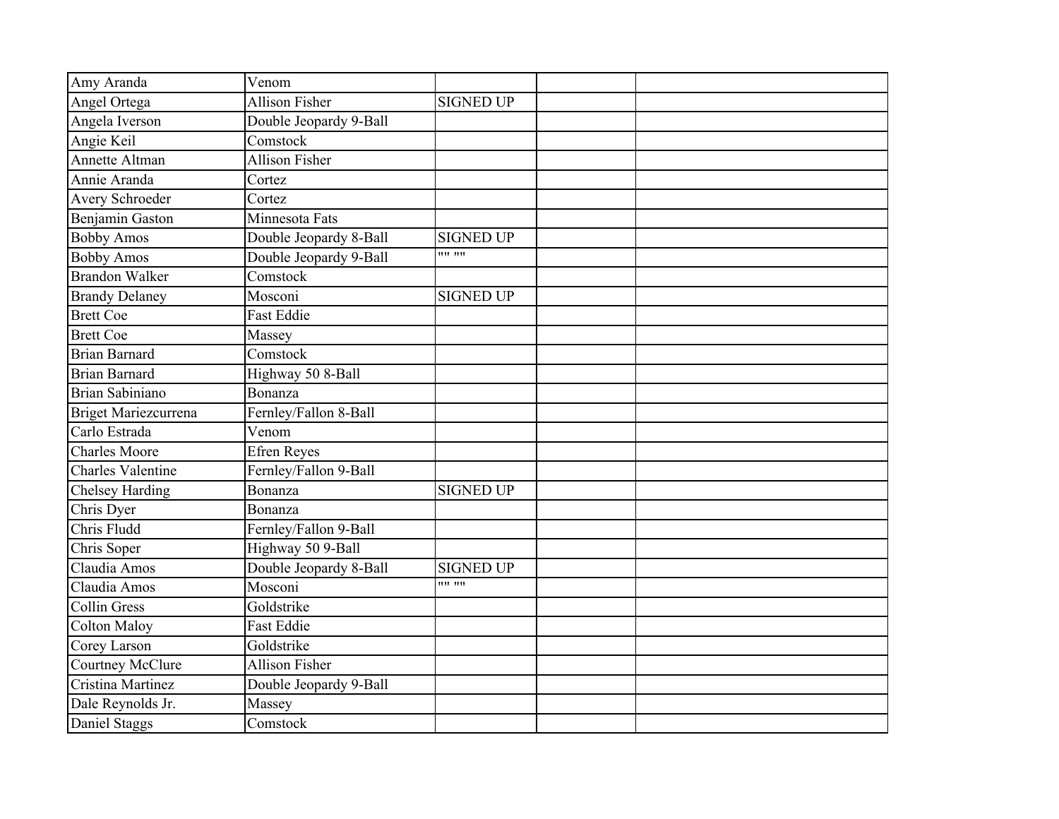| | | | | |
|---|---|---|---|---|
| Amy Aranda | Venom | | | |
| Angel Ortega | Allison Fisher | SIGNED UP | | |
| Angela Iverson | Double Jeopardy 9-Ball | | | |
| Angie Keil | Comstock | | | |
| Annette Altman | Allison Fisher | | | |
| Annie Aranda | Cortez | | | |
| Avery Schroeder | Cortez | | | |
| Benjamin Gaston | Minnesota Fats | | | |
| Bobby Amos | Double Jeopardy 8-Ball | SIGNED UP | | |
| Bobby Amos | Double Jeopardy 9-Ball | "" "" | | |
| Brandon Walker | Comstock | | | |
| Brandy Delaney | Mosconi | SIGNED UP | | |
| Brett Coe | Fast Eddie | | | |
| Brett Coe | Massey | | | |
| Brian Barnard | Comstock | | | |
| Brian Barnard | Highway 50 8-Ball | | | |
| Brian Sabiniano | Bonanza | | | |
| Briget Mariezcurrena | Fernley/Fallon 8-Ball | | | |
| Carlo Estrada | Venom | | | |
| Charles Moore | Efren Reyes | | | |
| Charles Valentine | Fernley/Fallon 9-Ball | | | |
| Chelsey Harding | Bonanza | SIGNED UP | | |
| Chris Dyer | Bonanza | | | |
| Chris Fludd | Fernley/Fallon 9-Ball | | | |
| Chris Soper | Highway 50 9-Ball | | | |
| Claudia Amos | Double Jeopardy 8-Ball | SIGNED UP | | |
| Claudia Amos | Mosconi | "" "" | | |
| Collin Gress | Goldstrike | | | |
| Colton Maloy | Fast Eddie | | | |
| Corey Larson | Goldstrike | | | |
| Courtney McClure | Allison Fisher | | | |
| Cristina Martinez | Double Jeopardy 9-Ball | | | |
| Dale Reynolds Jr. | Massey | | | |
| Daniel Staggs | Comstock | | | |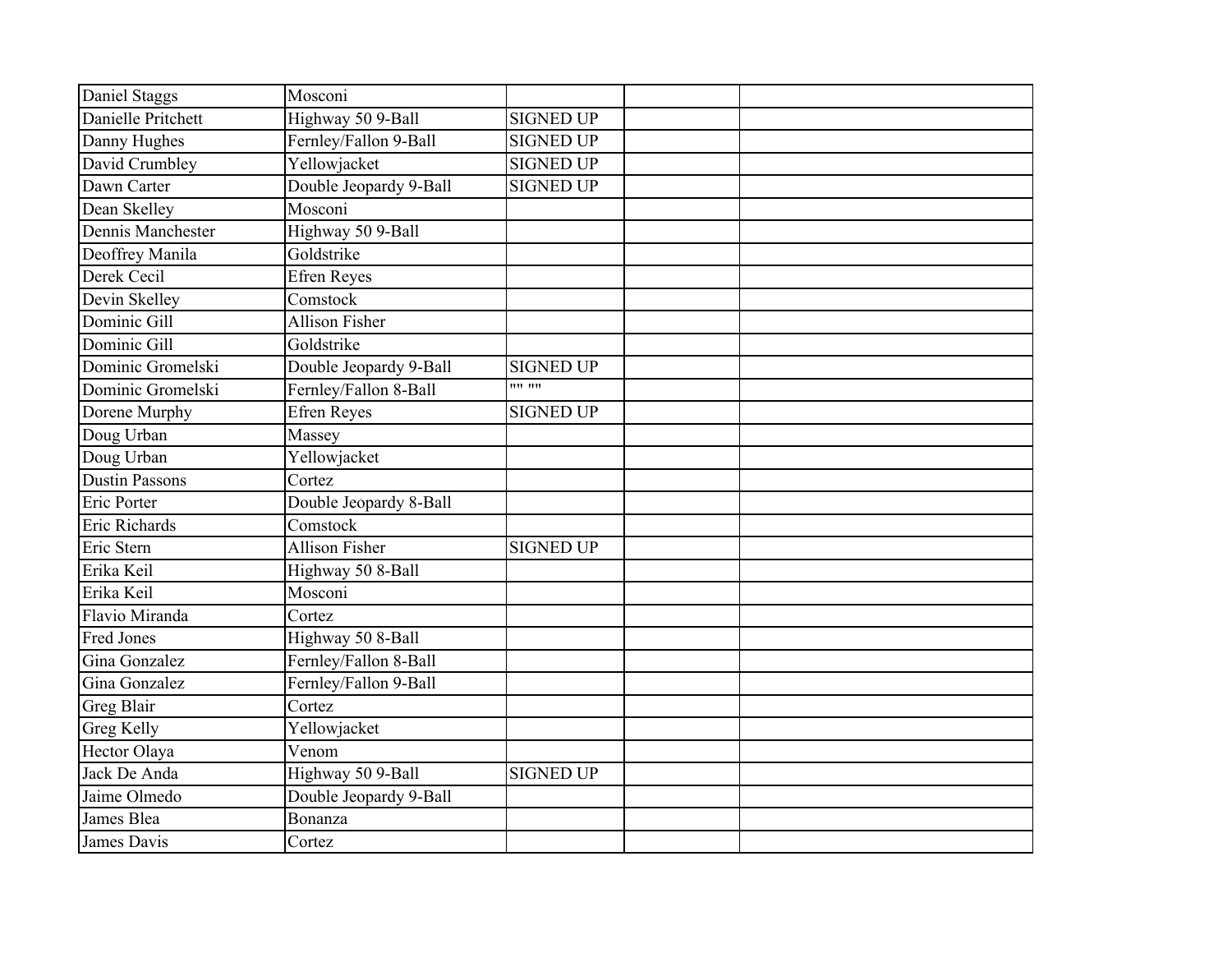| | | | | |
|---|---|---|---|---|
| Daniel Staggs | Mosconi | | | |
| Danielle Pritchett | Highway 50 9-Ball | SIGNED UP | | |
| Danny Hughes | Fernley/Fallon 9-Ball | SIGNED UP | | |
| David Crumbley | Yellowjacket | SIGNED UP | | |
| Dawn Carter | Double Jeopardy 9-Ball | SIGNED UP | | |
| Dean Skelley | Mosconi | | | |
| Dennis Manchester | Highway 50 9-Ball | | | |
| Deoffrey Manila | Goldstrike | | | |
| Derek Cecil | Efren Reyes | | | |
| Devin Skelley | Comstock | | | |
| Dominic Gill | Allison Fisher | | | |
| Dominic Gill | Goldstrike | | | |
| Dominic Gromelski | Double Jeopardy 9-Ball | SIGNED UP | | |
| Dominic Gromelski | Fernley/Fallon 8-Ball | "" "" | | |
| Dorene Murphy | Efren Reyes | SIGNED UP | | |
| Doug Urban | Massey | | | |
| Doug Urban | Yellowjacket | | | |
| Dustin Passons | Cortez | | | |
| Eric Porter | Double Jeopardy 8-Ball | | | |
| Eric Richards | Comstock | | | |
| Eric Stern | Allison Fisher | SIGNED UP | | |
| Erika Keil | Highway 50 8-Ball | | | |
| Erika Keil | Mosconi | | | |
| Flavio Miranda | Cortez | | | |
| Fred Jones | Highway 50 8-Ball | | | |
| Gina Gonzalez | Fernley/Fallon 8-Ball | | | |
| Gina Gonzalez | Fernley/Fallon 9-Ball | | | |
| Greg Blair | Cortez | | | |
| Greg Kelly | Yellowjacket | | | |
| Hector Olaya | Venom | | | |
| Jack De Anda | Highway 50 9-Ball | SIGNED UP | | |
| Jaime Olmedo | Double Jeopardy 9-Ball | | | |
| James Blea | Bonanza | | | |
| James Davis | Cortez | | | |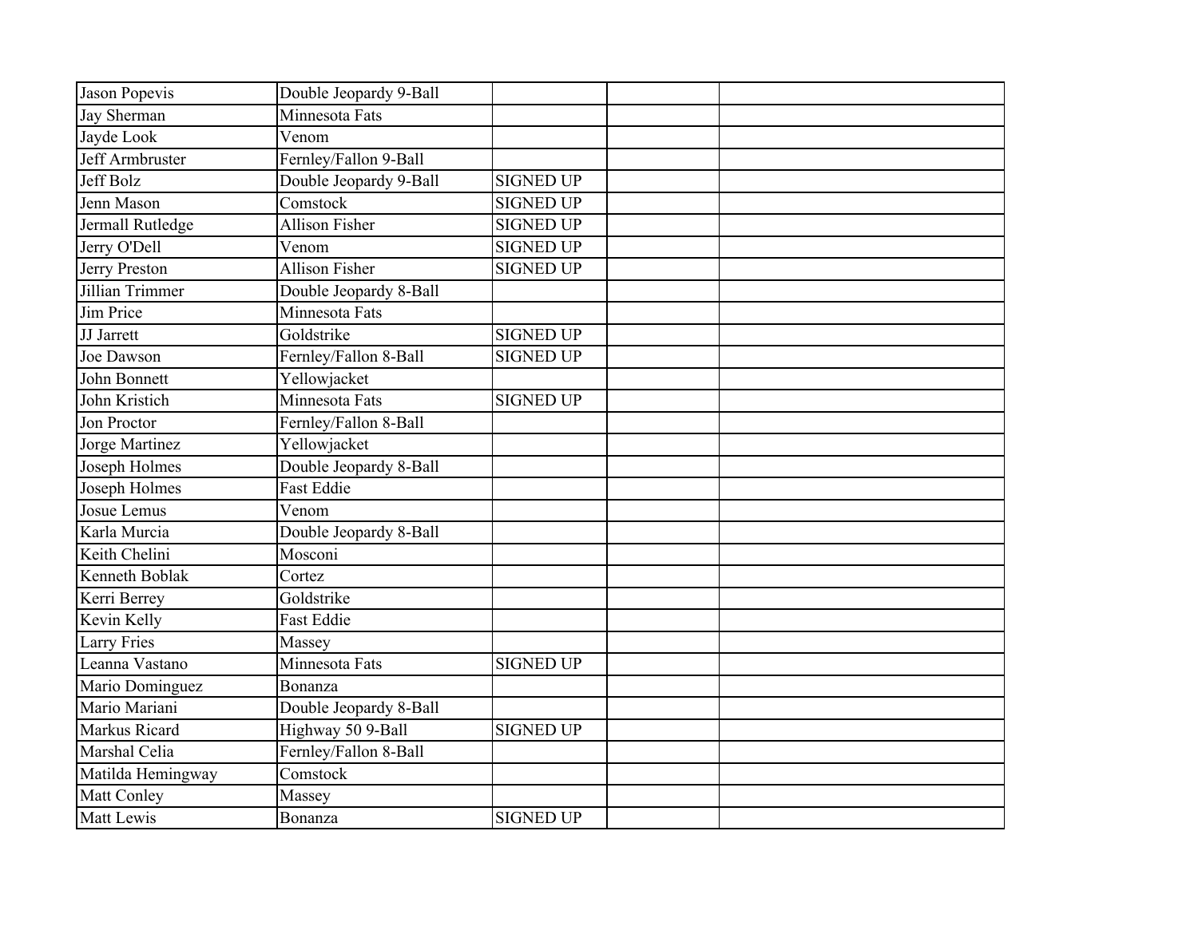| | | | | |
|---|---|---|---|---|
| Jason Popevis | Double Jeopardy 9-Ball | | | |
| Jay Sherman | Minnesota Fats | | | |
| Jayde Look | Venom | | | |
| Jeff Armbruster | Fernley/Fallon 9-Ball | | | |
| Jeff Bolz | Double Jeopardy 9-Ball | SIGNED UP | | |
| Jenn Mason | Comstock | SIGNED UP | | |
| Jermall Rutledge | Allison Fisher | SIGNED UP | | |
| Jerry O'Dell | Venom | SIGNED UP | | |
| Jerry Preston | Allison Fisher | SIGNED UP | | |
| Jillian Trimmer | Double Jeopardy 8-Ball | | | |
| Jim Price | Minnesota Fats | | | |
| JJ Jarrett | Goldstrike | SIGNED UP | | |
| Joe Dawson | Fernley/Fallon 8-Ball | SIGNED UP | | |
| John Bonnett | Yellowjacket | | | |
| John Kristich | Minnesota Fats | SIGNED UP | | |
| Jon Proctor | Fernley/Fallon 8-Ball | | | |
| Jorge Martinez | Yellowjacket | | | |
| Joseph Holmes | Double Jeopardy 8-Ball | | | |
| Joseph Holmes | Fast Eddie | | | |
| Josue Lemus | Venom | | | |
| Karla Murcia | Double Jeopardy 8-Ball | | | |
| Keith Chelini | Mosconi | | | |
| Kenneth Boblak | Cortez | | | |
| Kerri Berrey | Goldstrike | | | |
| Kevin Kelly | Fast Eddie | | | |
| Larry Fries | Massey | | | |
| Leanna Vastano | Minnesota Fats | SIGNED UP | | |
| Mario Dominguez | Bonanza | | | |
| Mario Mariani | Double Jeopardy 8-Ball | | | |
| Markus Ricard | Highway 50 9-Ball | SIGNED UP | | |
| Marshal Celia | Fernley/Fallon 8-Ball | | | |
| Matilda Hemingway | Comstock | | | |
| Matt Conley | Massey | | | |
| Matt Lewis | Bonanza | SIGNED UP | | |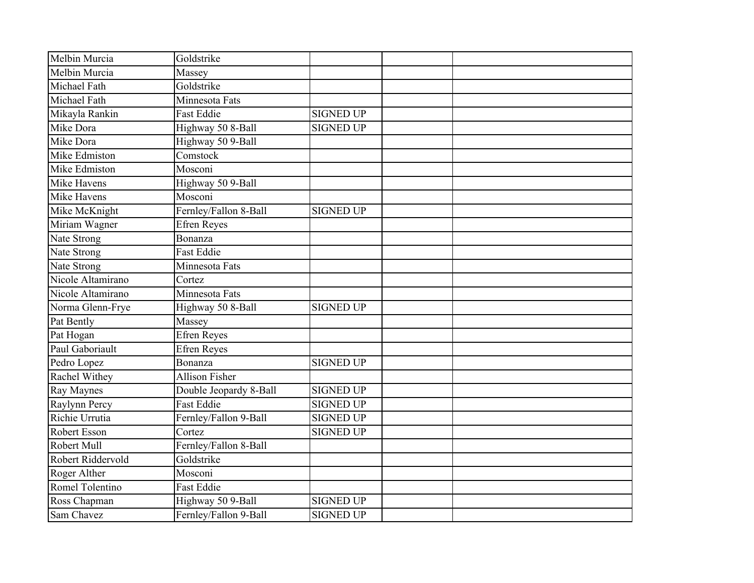| | | | | |
|---|---|---|---|---|
| Melbin Murcia | Goldstrike | | | |
| Melbin Murcia | Massey | | | |
| Michael Fath | Goldstrike | | | |
| Michael Fath | Minnesota Fats | | | |
| Mikayla Rankin | Fast Eddie | SIGNED UP | | |
| Mike Dora | Highway 50 8-Ball | SIGNED UP | | |
| Mike Dora | Highway 50 9-Ball | | | |
| Mike Edmiston | Comstock | | | |
| Mike Edmiston | Mosconi | | | |
| Mike Havens | Highway 50 9-Ball | | | |
| Mike Havens | Mosconi | | | |
| Mike McKnight | Fernley/Fallon 8-Ball | SIGNED UP | | |
| Miriam Wagner | Efren Reyes | | | |
| Nate Strong | Bonanza | | | |
| Nate Strong | Fast Eddie | | | |
| Nate Strong | Minnesota Fats | | | |
| Nicole Altamirano | Cortez | | | |
| Nicole Altamirano | Minnesota Fats | | | |
| Norma Glenn-Frye | Highway 50 8-Ball | SIGNED UP | | |
| Pat Bently | Massey | | | |
| Pat Hogan | Efren Reyes | | | |
| Paul Gaboriault | Efren Reyes | | | |
| Pedro Lopez | Bonanza | SIGNED UP | | |
| Rachel Withey | Allison Fisher | | | |
| Ray Maynes | Double Jeopardy 8-Ball | SIGNED UP | | |
| Raylynn Percy | Fast Eddie | SIGNED UP | | |
| Richie Urrutia | Fernley/Fallon 9-Ball | SIGNED UP | | |
| Robert Esson | Cortez | SIGNED UP | | |
| Robert Mull | Fernley/Fallon 8-Ball | | | |
| Robert Riddervold | Goldstrike | | | |
| Roger Alther | Mosconi | | | |
| Romel Tolentino | Fast Eddie | | | |
| Ross Chapman | Highway 50 9-Ball | SIGNED UP | | |
| Sam Chavez | Fernley/Fallon 9-Ball | SIGNED UP | | |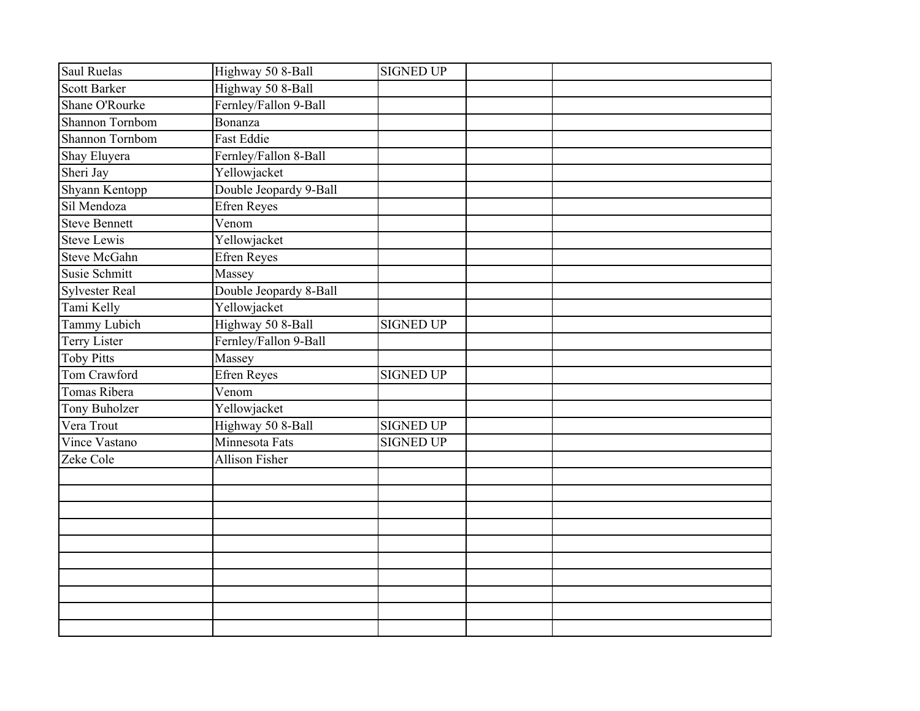| | | | | |
|---|---|---|---|---|
| Saul Ruelas | Highway 50 8-Ball | SIGNED UP | | |
| Scott Barker | Highway 50 8-Ball | | | |
| Shane O'Rourke | Fernley/Fallon 9-Ball | | | |
| Shannon Tornbom | Bonanza | | | |
| Shannon Tornbom | Fast Eddie | | | |
| Shay Eluyera | Fernley/Fallon 8-Ball | | | |
| Sheri Jay | Yellowjacket | | | |
| Shyann Kentopp | Double Jeopardy 9-Ball | | | |
| Sil Mendoza | Efren Reyes | | | |
| Steve Bennett | Venom | | | |
| Steve Lewis | Yellowjacket | | | |
| Steve McGahn | Efren Reyes | | | |
| Susie Schmitt | Massey | | | |
| Sylvester Real | Double Jeopardy 8-Ball | | | |
| Tami Kelly | Yellowjacket | | | |
| Tammy Lubich | Highway 50 8-Ball | SIGNED UP | | |
| Terry Lister | Fernley/Fallon 9-Ball | | | |
| Toby Pitts | Massey | | | |
| Tom Crawford | Efren Reyes | SIGNED UP | | |
| Tomas Ribera | Venom | | | |
| Tony Buholzer | Yellowjacket | | | |
| Vera Trout | Highway 50 8-Ball | SIGNED UP | | |
| Vince Vastano | Minnesota Fats | SIGNED UP | | |
| Zeke Cole | Allison Fisher | | | |
| | | | | |
| | | | | |
| | | | | |
| | | | | |
| | | | | |
| | | | | |
| | | | | |
| | | | | |
| | | | | |
| | | | | |